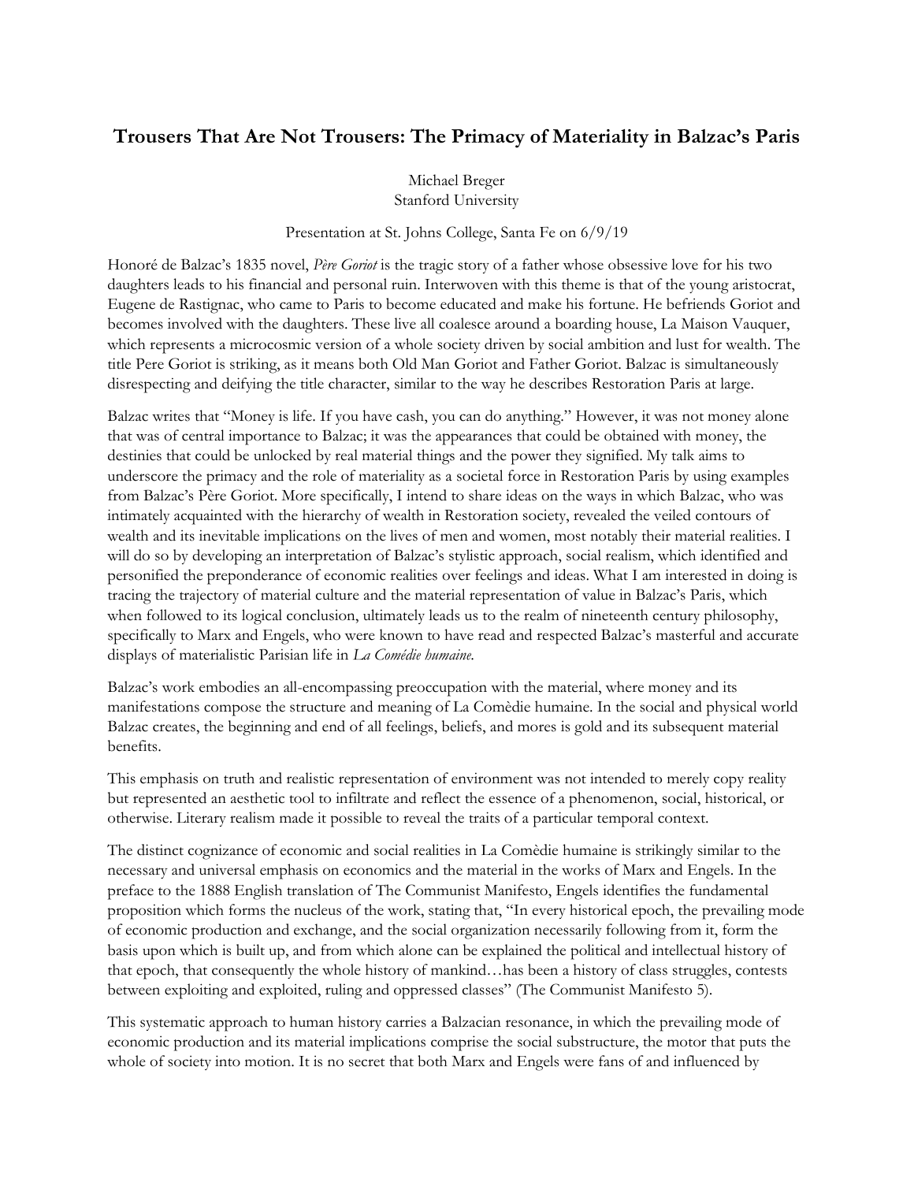# Trousers That Are Not Trousers: The Primacy of Materiality in Balzac's Paris

Michael Breger
Stanford University

Presentation at St. Johns College, Santa Fe on 6/9/19

Honoré de Balzac's 1835 novel, *Père Goriot* is the tragic story of a father whose obsessive love for his two daughters leads to his financial and personal ruin. Interwoven with this theme is that of the young aristocrat, Eugene de Rastignac, who came to Paris to become educated and make his fortune. He befriends Goriot and becomes involved with the daughters. These live all coalesce around a boarding house, La Maison Vauquer, which represents a microcosmic version of a whole society driven by social ambition and lust for wealth. The title Pere Goriot is striking, as it means both Old Man Goriot and Father Goriot. Balzac is simultaneously disrespecting and deifying the title character, similar to the way he describes Restoration Paris at large.

Balzac writes that "Money is life. If you have cash, you can do anything." However, it was not money alone that was of central importance to Balzac; it was the appearances that could be obtained with money, the destinies that could be unlocked by real material things and the power they signified. My talk aims to underscore the primacy and the role of materiality as a societal force in Restoration Paris by using examples from Balzac's Père Goriot. More specifically, I intend to share ideas on the ways in which Balzac, who was intimately acquainted with the hierarchy of wealth in Restoration society, revealed the veiled contours of wealth and its inevitable implications on the lives of men and women, most notably their material realities. I will do so by developing an interpretation of Balzac's stylistic approach, social realism, which identified and personified the preponderance of economic realities over feelings and ideas. What I am interested in doing is tracing the trajectory of material culture and the material representation of value in Balzac's Paris, which when followed to its logical conclusion, ultimately leads us to the realm of nineteenth century philosophy, specifically to Marx and Engels, who were known to have read and respected Balzac's masterful and accurate displays of materialistic Parisian life in *La Comédie humaine.*

Balzac's work embodies an all-encompassing preoccupation with the material, where money and its manifestations compose the structure and meaning of La Comèdie humaine. In the social and physical world Balzac creates, the beginning and end of all feelings, beliefs, and mores is gold and its subsequent material benefits.

This emphasis on truth and realistic representation of environment was not intended to merely copy reality but represented an aesthetic tool to infiltrate and reflect the essence of a phenomenon, social, historical, or otherwise. Literary realism made it possible to reveal the traits of a particular temporal context.

The distinct cognizance of economic and social realities in La Comèdie humaine is strikingly similar to the necessary and universal emphasis on economics and the material in the works of Marx and Engels. In the preface to the 1888 English translation of The Communist Manifesto, Engels identifies the fundamental proposition which forms the nucleus of the work, stating that, "In every historical epoch, the prevailing mode of economic production and exchange, and the social organization necessarily following from it, form the basis upon which is built up, and from which alone can be explained the political and intellectual history of that epoch, that consequently the whole history of mankind…has been a history of class struggles, contests between exploiting and exploited, ruling and oppressed classes" (The Communist Manifesto 5).

This systematic approach to human history carries a Balzacian resonance, in which the prevailing mode of economic production and its material implications comprise the social substructure, the motor that puts the whole of society into motion. It is no secret that both Marx and Engels were fans of and influenced by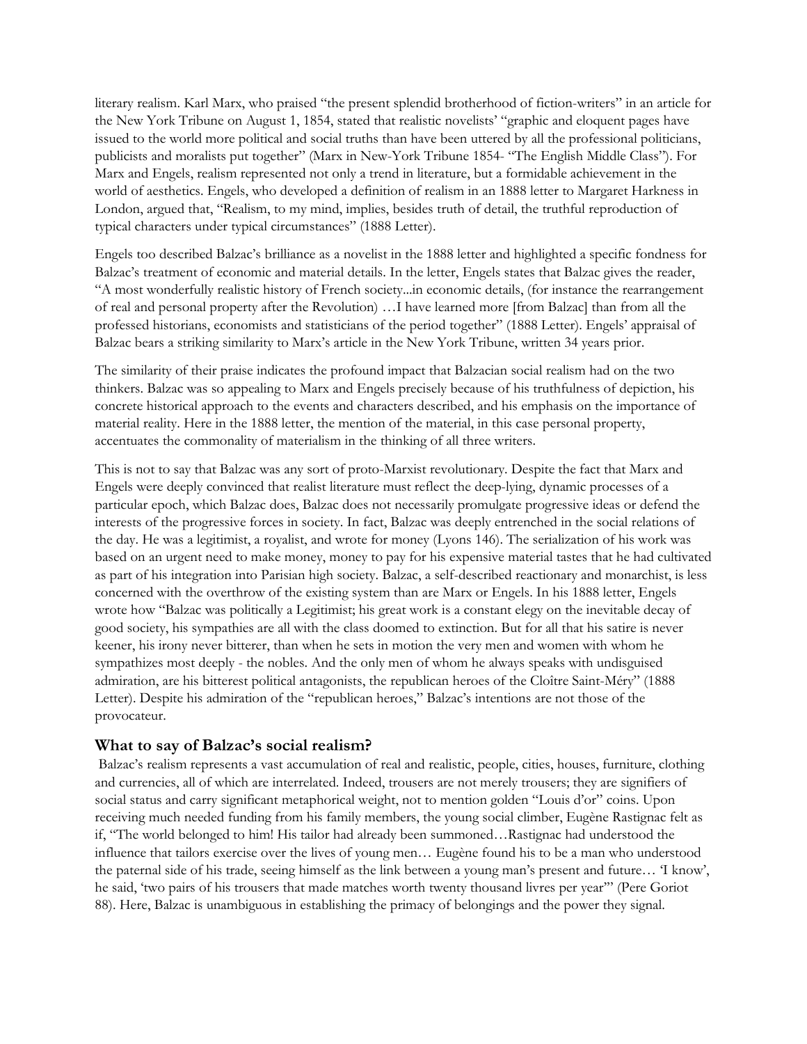literary realism. Karl Marx, who praised "the present splendid brotherhood of fiction-writers" in an article for the New York Tribune on August 1, 1854, stated that realistic novelists' "graphic and eloquent pages have issued to the world more political and social truths than have been uttered by all the professional politicians, publicists and moralists put together" (Marx in New-York Tribune 1854- "The English Middle Class"). For Marx and Engels, realism represented not only a trend in literature, but a formidable achievement in the world of aesthetics. Engels, who developed a definition of realism in an 1888 letter to Margaret Harkness in London, argued that, "Realism, to my mind, implies, besides truth of detail, the truthful reproduction of typical characters under typical circumstances" (1888 Letter).

Engels too described Balzac's brilliance as a novelist in the 1888 letter and highlighted a specific fondness for Balzac's treatment of economic and material details. In the letter, Engels states that Balzac gives the reader, "A most wonderfully realistic history of French society...in economic details, (for instance the rearrangement of real and personal property after the Revolution) …I have learned more [from Balzac] than from all the professed historians, economists and statisticians of the period together" (1888 Letter). Engels' appraisal of Balzac bears a striking similarity to Marx's article in the New York Tribune, written 34 years prior.

The similarity of their praise indicates the profound impact that Balzacian social realism had on the two thinkers. Balzac was so appealing to Marx and Engels precisely because of his truthfulness of depiction, his concrete historical approach to the events and characters described, and his emphasis on the importance of material reality. Here in the 1888 letter, the mention of the material, in this case personal property, accentuates the commonality of materialism in the thinking of all three writers.

This is not to say that Balzac was any sort of proto-Marxist revolutionary. Despite the fact that Marx and Engels were deeply convinced that realist literature must reflect the deep-lying, dynamic processes of a particular epoch, which Balzac does, Balzac does not necessarily promulgate progressive ideas or defend the interests of the progressive forces in society. In fact, Balzac was deeply entrenched in the social relations of the day. He was a legitimist, a royalist, and wrote for money (Lyons 146). The serialization of his work was based on an urgent need to make money, money to pay for his expensive material tastes that he had cultivated as part of his integration into Parisian high society. Balzac, a self-described reactionary and monarchist, is less concerned with the overthrow of the existing system than are Marx or Engels. In his 1888 letter, Engels wrote how "Balzac was politically a Legitimist; his great work is a constant elegy on the inevitable decay of good society, his sympathies are all with the class doomed to extinction. But for all that his satire is never keener, his irony never bitterer, than when he sets in motion the very men and women with whom he sympathizes most deeply - the nobles. And the only men of whom he always speaks with undisguised admiration, are his bitterest political antagonists, the republican heroes of the Cloître Saint-Méry" (1888 Letter). Despite his admiration of the "republican heroes," Balzac's intentions are not those of the provocateur.

### What to say of Balzac's social realism?

Balzac's realism represents a vast accumulation of real and realistic, people, cities, houses, furniture, clothing and currencies, all of which are interrelated. Indeed, trousers are not merely trousers; they are signifiers of social status and carry significant metaphorical weight, not to mention golden "Louis d'or" coins. Upon receiving much needed funding from his family members, the young social climber, Eugène Rastignac felt as if, "The world belonged to him! His tailor had already been summoned…Rastignac had understood the influence that tailors exercise over the lives of young men… Eugène found his to be a man who understood the paternal side of his trade, seeing himself as the link between a young man's present and future… 'I know', he said, 'two pairs of his trousers that made matches worth twenty thousand livres per year'" (Pere Goriot 88). Here, Balzac is unambiguous in establishing the primacy of belongings and the power they signal.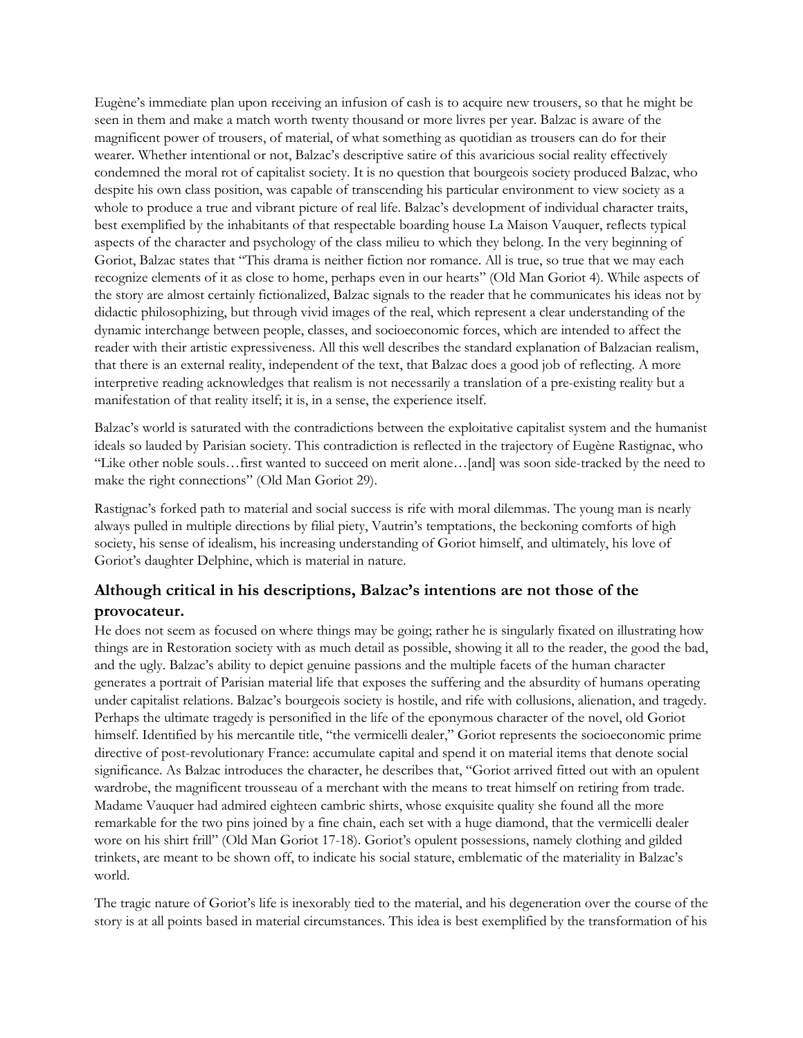Eugène's immediate plan upon receiving an infusion of cash is to acquire new trousers, so that he might be seen in them and make a match worth twenty thousand or more livres per year. Balzac is aware of the magnificent power of trousers, of material, of what something as quotidian as trousers can do for their wearer. Whether intentional or not, Balzac's descriptive satire of this avaricious social reality effectively condemned the moral rot of capitalist society. It is no question that bourgeois society produced Balzac, who despite his own class position, was capable of transcending his particular environment to view society as a whole to produce a true and vibrant picture of real life. Balzac's development of individual character traits, best exemplified by the inhabitants of that respectable boarding house La Maison Vauquer, reflects typical aspects of the character and psychology of the class milieu to which they belong. In the very beginning of Goriot, Balzac states that "This drama is neither fiction nor romance. All is true, so true that we may each recognize elements of it as close to home, perhaps even in our hearts" (Old Man Goriot 4). While aspects of the story are almost certainly fictionalized, Balzac signals to the reader that he communicates his ideas not by didactic philosophizing, but through vivid images of the real, which represent a clear understanding of the dynamic interchange between people, classes, and socioeconomic forces, which are intended to affect the reader with their artistic expressiveness. All this well describes the standard explanation of Balzacian realism, that there is an external reality, independent of the text, that Balzac does a good job of reflecting. A more interpretive reading acknowledges that realism is not necessarily a translation of a pre-existing reality but a manifestation of that reality itself; it is, in a sense, the experience itself.

Balzac's world is saturated with the contradictions between the exploitative capitalist system and the humanist ideals so lauded by Parisian society. This contradiction is reflected in the trajectory of Eugène Rastignac, who "Like other noble souls…first wanted to succeed on merit alone…[and] was soon side-tracked by the need to make the right connections" (Old Man Goriot 29).

Rastignac's forked path to material and social success is rife with moral dilemmas. The young man is nearly always pulled in multiple directions by filial piety, Vautrin's temptations, the beckoning comforts of high society, his sense of idealism, his increasing understanding of Goriot himself, and ultimately, his love of Goriot's daughter Delphine, which is material in nature.

### Although critical in his descriptions, Balzac's intentions are not those of the provocateur.

He does not seem as focused on where things may be going; rather he is singularly fixated on illustrating how things are in Restoration society with as much detail as possible, showing it all to the reader, the good the bad, and the ugly. Balzac's ability to depict genuine passions and the multiple facets of the human character generates a portrait of Parisian material life that exposes the suffering and the absurdity of humans operating under capitalist relations. Balzac's bourgeois society is hostile, and rife with collusions, alienation, and tragedy. Perhaps the ultimate tragedy is personified in the life of the eponymous character of the novel, old Goriot himself. Identified by his mercantile title, "the vermicelli dealer," Goriot represents the socioeconomic prime directive of post-revolutionary France: accumulate capital and spend it on material items that denote social significance. As Balzac introduces the character, he describes that, "Goriot arrived fitted out with an opulent wardrobe, the magnificent trousseau of a merchant with the means to treat himself on retiring from trade. Madame Vauquer had admired eighteen cambric shirts, whose exquisite quality she found all the more remarkable for the two pins joined by a fine chain, each set with a huge diamond, that the vermicelli dealer wore on his shirt frill" (Old Man Goriot 17-18). Goriot's opulent possessions, namely clothing and gilded trinkets, are meant to be shown off, to indicate his social stature, emblematic of the materiality in Balzac's world.

The tragic nature of Goriot's life is inexorably tied to the material, and his degeneration over the course of the story is at all points based in material circumstances. This idea is best exemplified by the transformation of his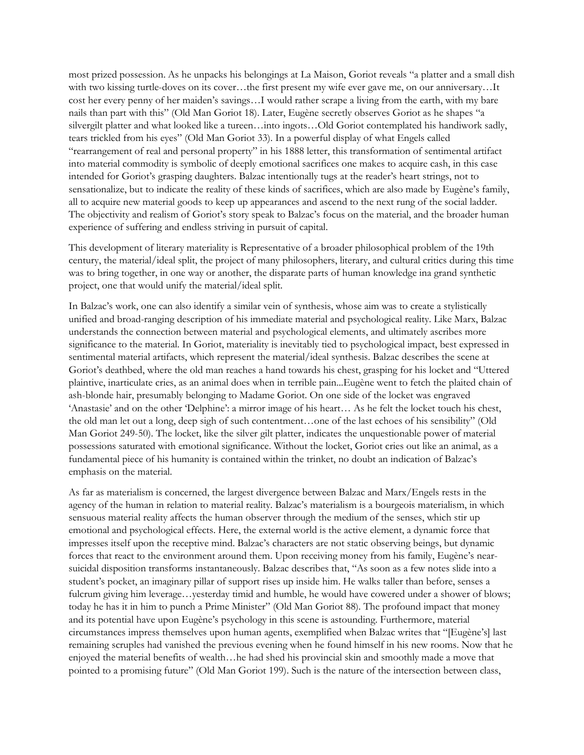most prized possession. As he unpacks his belongings at La Maison, Goriot reveals "a platter and a small dish with two kissing turtle-doves on its cover…the first present my wife ever gave me, on our anniversary…It cost her every penny of her maiden's savings…I would rather scrape a living from the earth, with my bare nails than part with this" (Old Man Goriot 18). Later, Eugène secretly observes Goriot as he shapes "a silvergilt platter and what looked like a tureen…into ingots…Old Goriot contemplated his handiwork sadly, tears trickled from his eyes" (Old Man Goriot 33). In a powerful display of what Engels called "rearrangement of real and personal property" in his 1888 letter, this transformation of sentimental artifact into material commodity is symbolic of deeply emotional sacrifices one makes to acquire cash, in this case intended for Goriot's grasping daughters. Balzac intentionally tugs at the reader's heart strings, not to sensationalize, but to indicate the reality of these kinds of sacrifices, which are also made by Eugène's family, all to acquire new material goods to keep up appearances and ascend to the next rung of the social ladder. The objectivity and realism of Goriot's story speak to Balzac's focus on the material, and the broader human experience of suffering and endless striving in pursuit of capital.

This development of literary materiality is Representative of a broader philosophical problem of the 19th century, the material/ideal split, the project of many philosophers, literary, and cultural critics during this time was to bring together, in one way or another, the disparate parts of human knowledge ina grand synthetic project, one that would unify the material/ideal split.

In Balzac's work, one can also identify a similar vein of synthesis, whose aim was to create a stylistically unified and broad-ranging description of his immediate material and psychological reality. Like Marx, Balzac understands the connection between material and psychological elements, and ultimately ascribes more significance to the material. In Goriot, materiality is inevitably tied to psychological impact, best expressed in sentimental material artifacts, which represent the material/ideal synthesis. Balzac describes the scene at Goriot's deathbed, where the old man reaches a hand towards his chest, grasping for his locket and "Uttered plaintive, inarticulate cries, as an animal does when in terrible pain...Eugène went to fetch the plaited chain of ash-blonde hair, presumably belonging to Madame Goriot. On one side of the locket was engraved 'Anastasie' and on the other 'Delphine': a mirror image of his heart… As he felt the locket touch his chest, the old man let out a long, deep sigh of such contentment…one of the last echoes of his sensibility" (Old Man Goriot 249-50). The locket, like the silver gilt platter, indicates the unquestionable power of material possessions saturated with emotional significance. Without the locket, Goriot cries out like an animal, as a fundamental piece of his humanity is contained within the trinket, no doubt an indication of Balzac's emphasis on the material.

As far as materialism is concerned, the largest divergence between Balzac and Marx/Engels rests in the agency of the human in relation to material reality. Balzac's materialism is a bourgeois materialism, in which sensuous material reality affects the human observer through the medium of the senses, which stir up emotional and psychological effects. Here, the external world is the active element, a dynamic force that impresses itself upon the receptive mind. Balzac's characters are not static observing beings, but dynamic forces that react to the environment around them. Upon receiving money from his family, Eugène's near-suicidal disposition transforms instantaneously. Balzac describes that, "As soon as a few notes slide into a student's pocket, an imaginary pillar of support rises up inside him. He walks taller than before, senses a fulcrum giving him leverage…yesterday timid and humble, he would have cowered under a shower of blows; today he has it in him to punch a Prime Minister" (Old Man Goriot 88). The profound impact that money and its potential have upon Eugène's psychology in this scene is astounding. Furthermore, material circumstances impress themselves upon human agents, exemplified when Balzac writes that "[Eugène's] last remaining scruples had vanished the previous evening when he found himself in his new rooms. Now that he enjoyed the material benefits of wealth…he had shed his provincial skin and smoothly made a move that pointed to a promising future" (Old Man Goriot 199). Such is the nature of the intersection between class,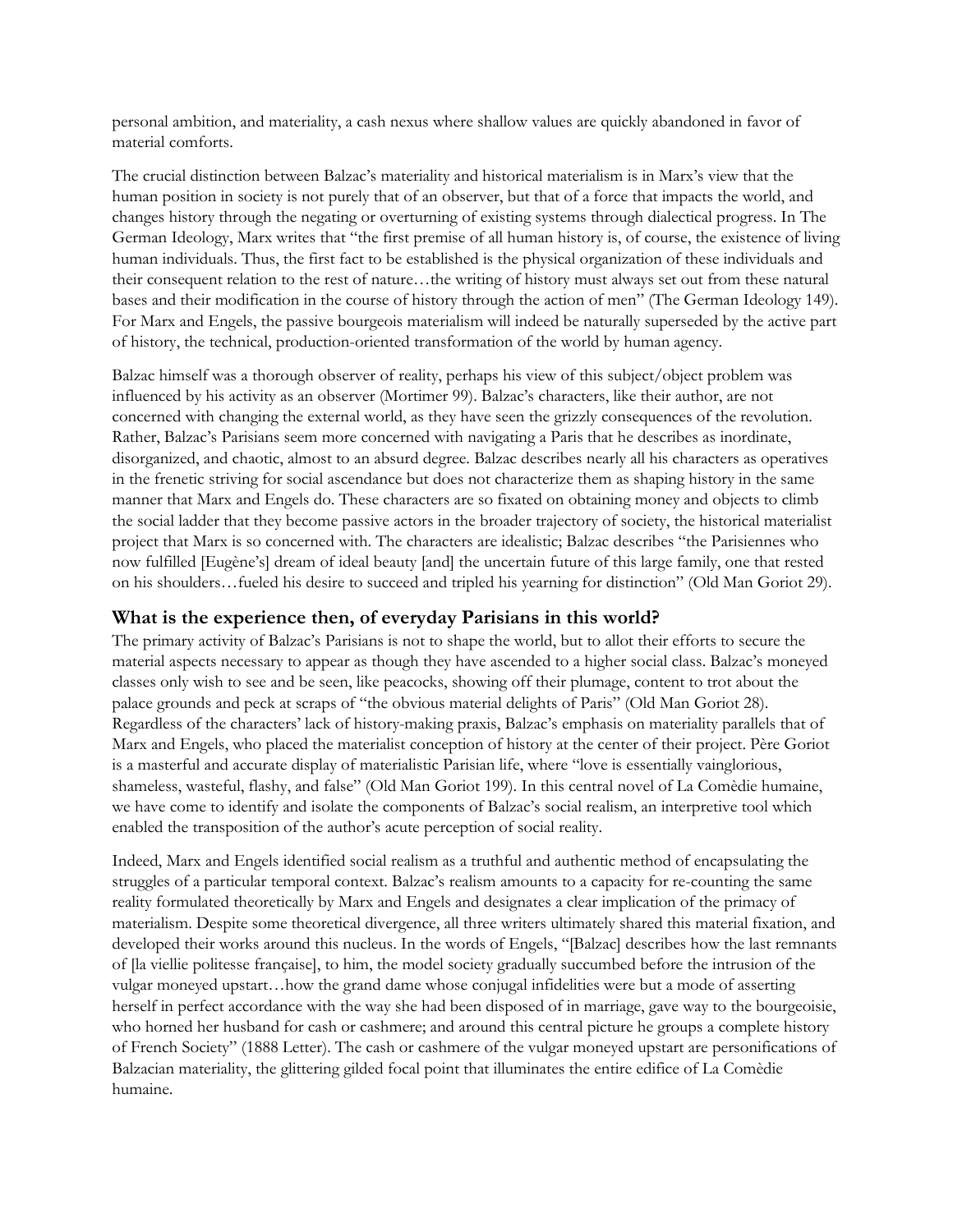personal ambition, and materiality, a cash nexus where shallow values are quickly abandoned in favor of material comforts.

The crucial distinction between Balzac's materiality and historical materialism is in Marx's view that the human position in society is not purely that of an observer, but that of a force that impacts the world, and changes history through the negating or overturning of existing systems through dialectical progress. In The German Ideology, Marx writes that "the first premise of all human history is, of course, the existence of living human individuals. Thus, the first fact to be established is the physical organization of these individuals and their consequent relation to the rest of nature…the writing of history must always set out from these natural bases and their modification in the course of history through the action of men" (The German Ideology 149). For Marx and Engels, the passive bourgeois materialism will indeed be naturally superseded by the active part of history, the technical, production-oriented transformation of the world by human agency.

Balzac himself was a thorough observer of reality, perhaps his view of this subject/object problem was influenced by his activity as an observer (Mortimer 99). Balzac's characters, like their author, are not concerned with changing the external world, as they have seen the grizzly consequences of the revolution. Rather, Balzac's Parisians seem more concerned with navigating a Paris that he describes as inordinate, disorganized, and chaotic, almost to an absurd degree. Balzac describes nearly all his characters as operatives in the frenetic striving for social ascendance but does not characterize them as shaping history in the same manner that Marx and Engels do. These characters are so fixated on obtaining money and objects to climb the social ladder that they become passive actors in the broader trajectory of society, the historical materialist project that Marx is so concerned with. The characters are idealistic; Balzac describes "the Parisiennes who now fulfilled [Eugène's] dream of ideal beauty [and] the uncertain future of this large family, one that rested on his shoulders…fueled his desire to succeed and tripled his yearning for distinction" (Old Man Goriot 29).

## What is the experience then, of everyday Parisians in this world?

The primary activity of Balzac's Parisians is not to shape the world, but to allot their efforts to secure the material aspects necessary to appear as though they have ascended to a higher social class. Balzac's moneyed classes only wish to see and be seen, like peacocks, showing off their plumage, content to trot about the palace grounds and peck at scraps of "the obvious material delights of Paris" (Old Man Goriot 28). Regardless of the characters' lack of history-making praxis, Balzac's emphasis on materiality parallels that of Marx and Engels, who placed the materialist conception of history at the center of their project. Père Goriot is a masterful and accurate display of materialistic Parisian life, where "love is essentially vainglorious, shameless, wasteful, flashy, and false" (Old Man Goriot 199). In this central novel of La Comèdie humaine, we have come to identify and isolate the components of Balzac's social realism, an interpretive tool which enabled the transposition of the author's acute perception of social reality.

Indeed, Marx and Engels identified social realism as a truthful and authentic method of encapsulating the struggles of a particular temporal context. Balzac's realism amounts to a capacity for re-counting the same reality formulated theoretically by Marx and Engels and designates a clear implication of the primacy of materialism. Despite some theoretical divergence, all three writers ultimately shared this material fixation, and developed their works around this nucleus. In the words of Engels, "[Balzac] describes how the last remnants of [la viellie politesse française], to him, the model society gradually succumbed before the intrusion of the vulgar moneyed upstart…how the grand dame whose conjugal infidelities were but a mode of asserting herself in perfect accordance with the way she had been disposed of in marriage, gave way to the bourgeoisie, who horned her husband for cash or cashmere; and around this central picture he groups a complete history of French Society" (1888 Letter). The cash or cashmere of the vulgar moneyed upstart are personifications of Balzacian materiality, the glittering gilded focal point that illuminates the entire edifice of La Comèdie humaine.